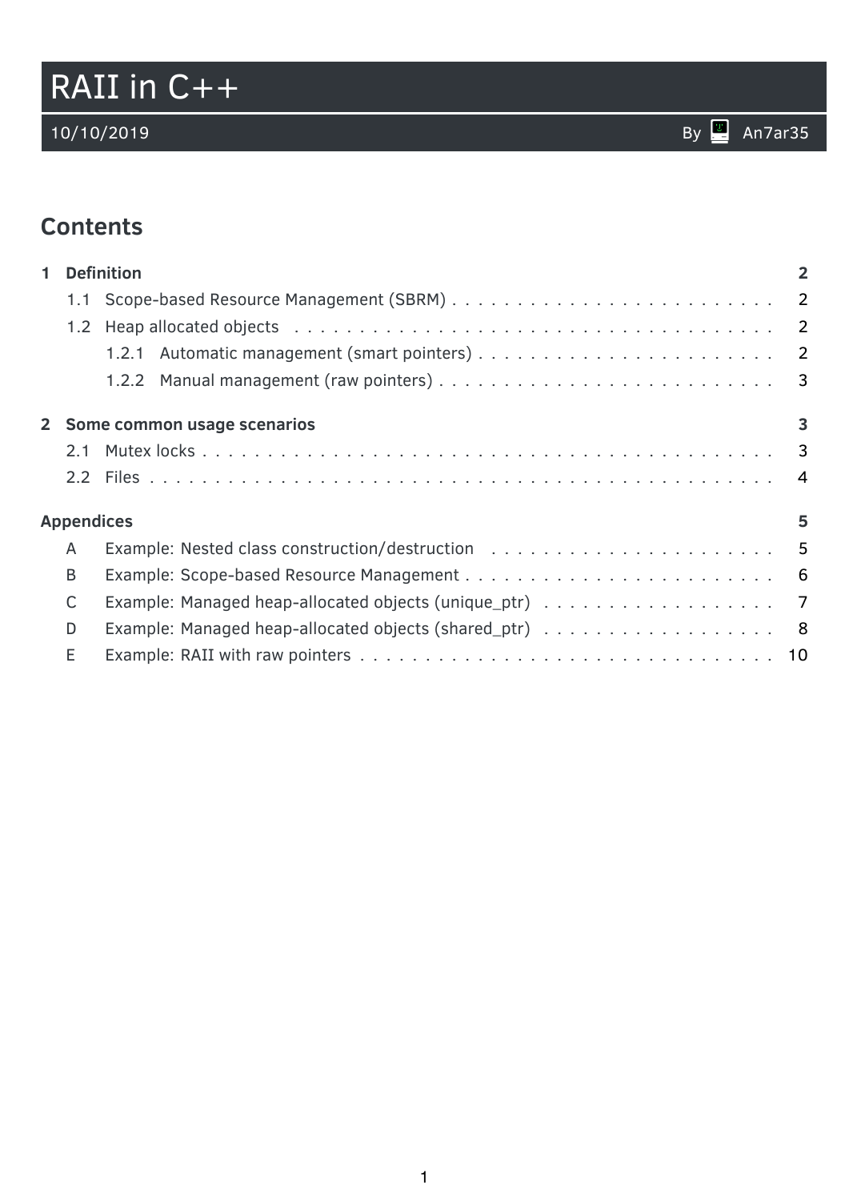# RAII in C++

10/10/2019 By An7ar35

## Contents

**1 Definition** — 2

- 1.1 Scope-based Resource Management (SBRM) — 2
- 1.2 Heap allocated objects — 2
  - 1.2.1 Automatic management (smart pointers) — 2
  - 1.2.2 Manual management (raw pointers) — 3

**2 Some common usage scenarios** — 3

- 2.1 Mutex locks — 3
- 2.2 Files — 4

**Appendices** — 5

- A Example: Nested class construction/destruction — 5
- B Example: Scope-based Resource Management — 6
- C Example: Managed heap-allocated objects (unique_ptr) — 7
- D Example: Managed heap-allocated objects (shared_ptr) — 8
- E Example: RAII with raw pointers — 10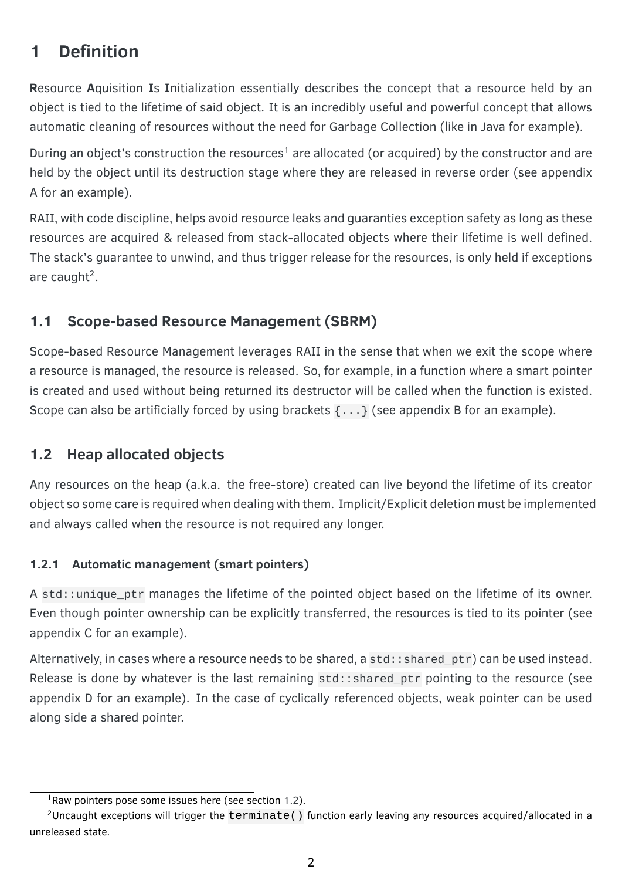# 1 Definition

**R**esource **A**quisition **I**s **I**nitialization essentially describes the concept that a resource held by an object is tied to the lifetime of said object. It is an incredibly useful and powerful concept that allows automatic cleaning of resources without the need for Garbage Collection (like in Java for example).

During an object's construction the resources[1] are allocated (or acquired) by the constructor and are held by the object until its destruction stage where they are released in reverse order (see appendix A for an example).

RAII, with code discipline, helps avoid resource leaks and guaranties exception safety as long as these resources are acquired & released from stack-allocated objects where their lifetime is well defined. The stack's guarantee to unwind, and thus trigger release for the resources, is only held if exceptions are caught[2].

## 1.1 Scope-based Resource Management (SBRM)

Scope-based Resource Management leverages RAII in the sense that when we exit the scope where a resource is managed, the resource is released. So, for example, in a function where a smart pointer is created and used without being returned its destructor will be called when the function is existed. Scope can also be artificially forced by using brackets `{...}` (see appendix B for an example).

## 1.2 Heap allocated objects

Any resources on the heap (a.k.a. the free-store) created can live beyond the lifetime of its creator object so some care is required when dealing with them. Implicit/Explicit deletion must be implemented and always called when the resource is not required any longer.

### 1.2.1 Automatic management (smart pointers)

A `std::unique_ptr` manages the lifetime of the pointed object based on the lifetime of its owner. Even though pointer ownership can be explicitly transferred, the resources is tied to its pointer (see appendix C for an example).

Alternatively, in cases where a resource needs to be shared, a `std::shared_ptr`) can be used instead. Release is done by whatever is the last remaining `std::shared_ptr` pointing to the resource (see appendix D for an example). In the case of cyclically referenced objects, weak pointer can be used along side a shared pointer.

---

[1] Raw pointers pose some issues here (see section 1.2).

[2] Uncaught exceptions will trigger the `terminate()` function early leaving any resources acquired/allocated in a unreleased state.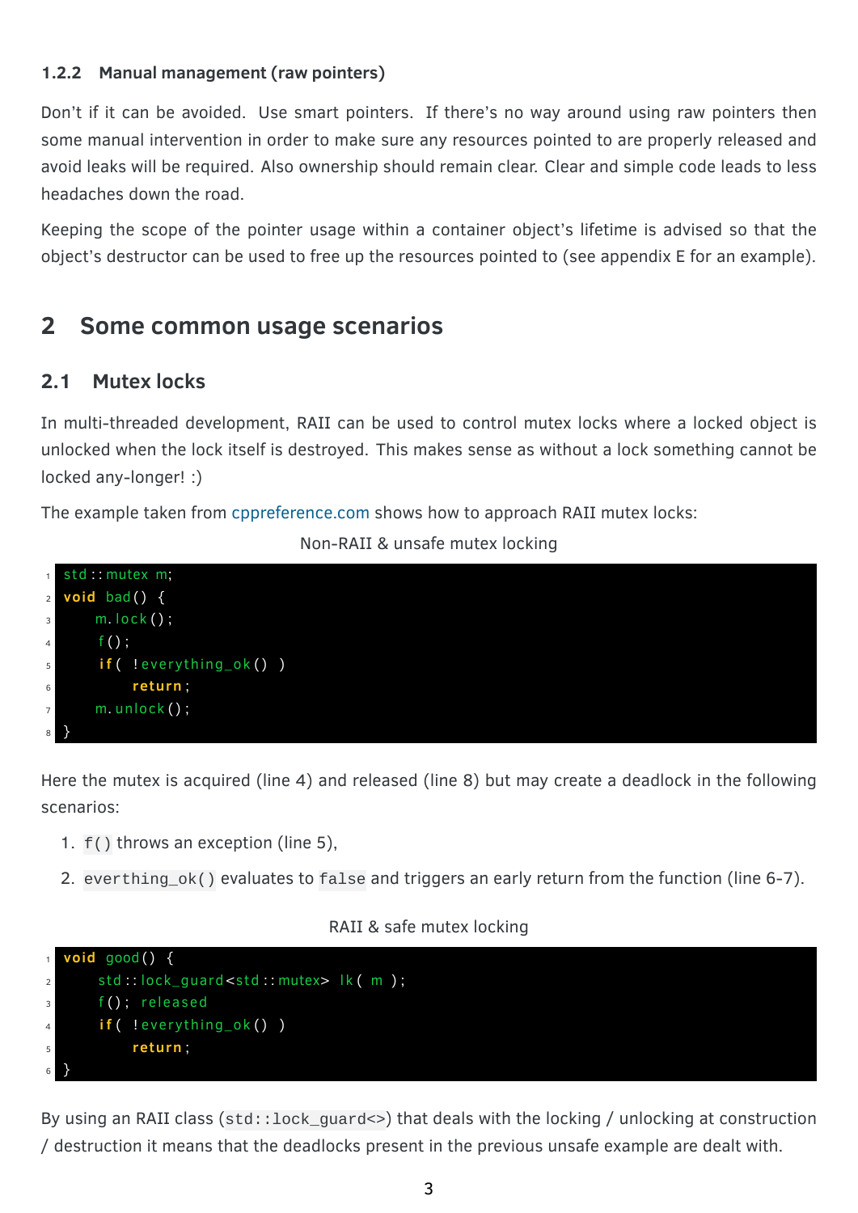### 1.2.2 Manual management (raw pointers)

Don't if it can be avoided. Use smart pointers. If there's no way around using raw pointers then some manual intervention in order to make sure any resources pointed to are properly released and avoid leaks will be required. Also ownership should remain clear. Clear and simple code leads to less headaches down the road.

Keeping the scope of the pointer usage within a container object's lifetime is advised so that the object's destructor can be used to free up the resources pointed to (see appendix E for an example).

# 2 Some common usage scenarios

## 2.1 Mutex locks

In multi-threaded development, RAII can be used to control mutex locks where a locked object is unlocked when the lock itself is destroyed. This makes sense as without a lock something cannot be locked any-longer! :)

The example taken from cppreference.com shows how to approach RAII mutex locks:

Non-RAII & unsafe mutex locking

```
std::mutex m;
void bad() {
    m.lock();
    f();
    if( !everything_ok() )
        return;
    m.unlock();
}
```

Here the mutex is acquired (line 4) and released (line 8) but may create a deadlock in the following scenarios:

1. `f()` throws an exception (line 5),
2. `everthing_ok()` evaluates to `false` and triggers an early return from the function (line 6-7).

RAII & safe mutex locking

```
void good() {
    std::lock_guard<std::mutex> lk( m );
    f(); released
    if( !everything_ok() )
        return;
}
```

By using an RAII class (`std::lock_guard<>`) that deals with the locking / unlocking at construction / destruction it means that the deadlocks present in the previous unsafe example are dealt with.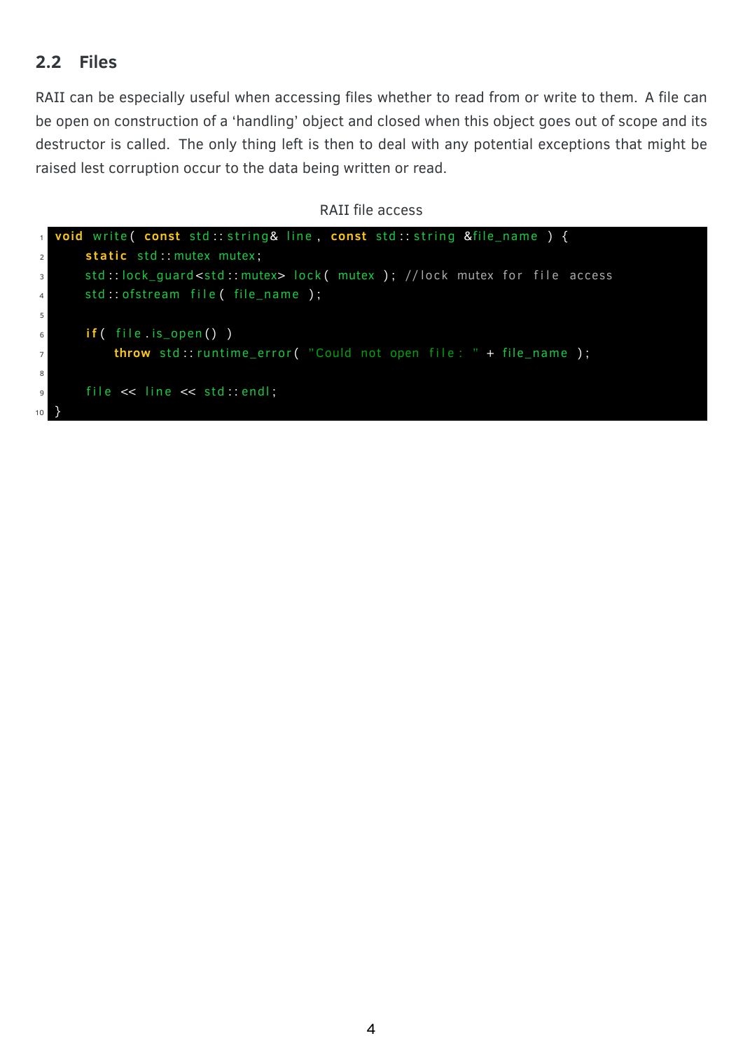## 2.2 Files

RAII can be especially useful when accessing files whether to read from or write to them. A file can be open on construction of a 'handling' object and closed when this object goes out of scope and its destructor is called. The only thing left is then to deal with any potential exceptions that might be raised lest corruption occur to the data being written or read.

RAII file access

```cpp
void write( const std::string& line, const std::string &file_name ) {
    static std::mutex mutex;
    std::lock_guard<std::mutex> lock( mutex ); //lock mutex for file access
    std::ofstream file( file_name );

    if( file.is_open() )
        throw std::runtime_error( "Could not open file: " + file_name );

    file << line << std::endl;
}
```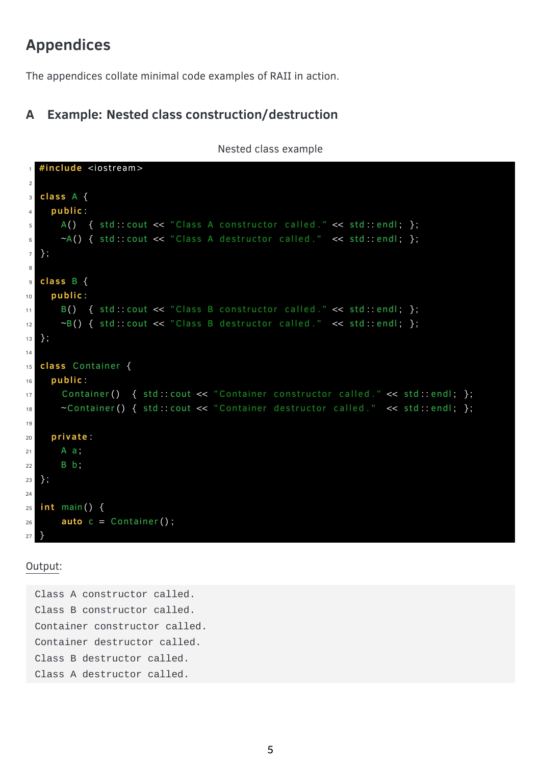# Appendices

The appendices collate minimal code examples of RAII in action.

## A Example: Nested class construction/destruction

Nested class example

```cpp
#include <iostream>

class A {
  public:
    A()  { std::cout << "Class A constructor called." << std::endl; };
    ~A() { std::cout << "Class A destructor called."  << std::endl; };
};

class B {
  public:
    B()  { std::cout << "Class B constructor called." << std::endl; };
    ~B() { std::cout << "Class B destructor called."  << std::endl; };
};

class Container {
  public:
    Container()  { std::cout << "Container constructor called." << std::endl; };
    ~Container() { std::cout << "Container destructor called."  << std::endl; };

  private:
    A a;
    B b;
};

int main() {
    auto c = Container();
}
```

Output:

```
Class A constructor called.
Class B constructor called.
Container constructor called.
Container destructor called.
Class B destructor called.
Class A destructor called.
```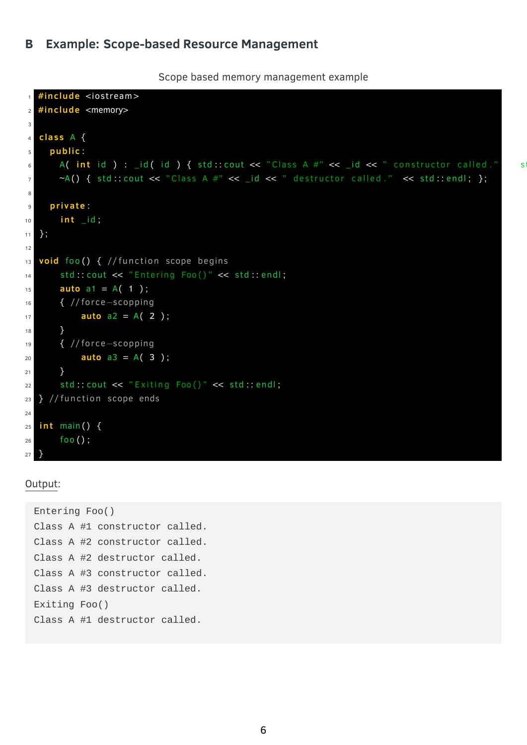## B Example: Scope-based Resource Management

Scope based memory management example

```cpp
#include <iostream>
#include <memory>

class A {
  public:
    A( int id ) : _id( id ) { std::cout << "Class A #" << _id << " constructor called." st
    ~A() { std::cout << "Class A #" << _id << " destructor called." << std::endl; };

  private:
    int _id;
};

void foo() { //function scope begins
    std::cout << "Entering Foo()" << std::endl;
    auto a1 = A( 1 );
    { //force-scopping
        auto a2 = A( 2 );
    }
    { //force-scopping
        auto a3 = A( 3 );
    }
    std::cout << "Exiting Foo()" << std::endl;
} //function scope ends

int main() {
    foo();
}
```

Output:

```
Entering Foo()
Class A #1 constructor called.
Class A #2 constructor called.
Class A #2 destructor called.
Class A #3 constructor called.
Class A #3 destructor called.
Exiting Foo()
Class A #1 destructor called.
```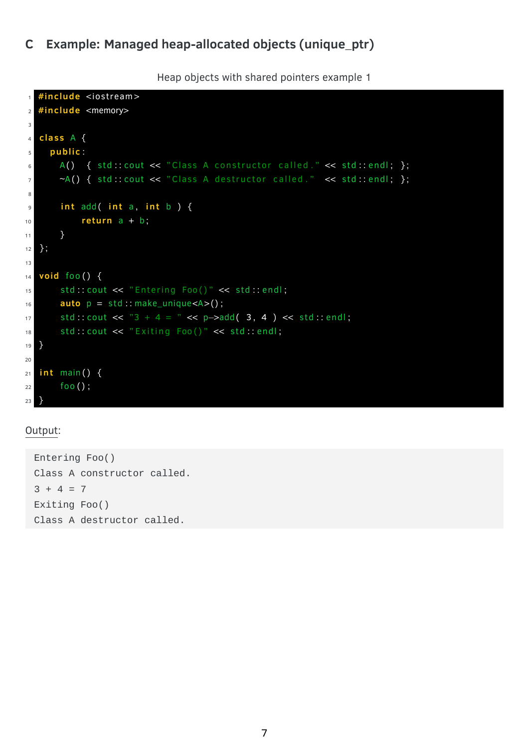## C Example: Managed heap-allocated objects (unique_ptr)

Heap objects with shared pointers example 1

```
#include <iostream>
#include <memory>

class A {
  public:
    A()  { std::cout << "Class A constructor called." << std::endl; };
    ~A() { std::cout << "Class A destructor called."  << std::endl; };

    int add( int a, int b ) {
        return a + b;
    }
};

void foo() {
    std::cout << "Entering Foo()" << std::endl;
    auto p = std::make_unique<A>();
    std::cout << "3 + 4 = " << p->add( 3, 4 ) << std::endl;
    std::cout << "Exiting Foo()" << std::endl;
}

int main() {
    foo();
}
```

Output:

```
Entering Foo()
Class A constructor called.
3 + 4 = 7
Exiting Foo()
Class A destructor called.
```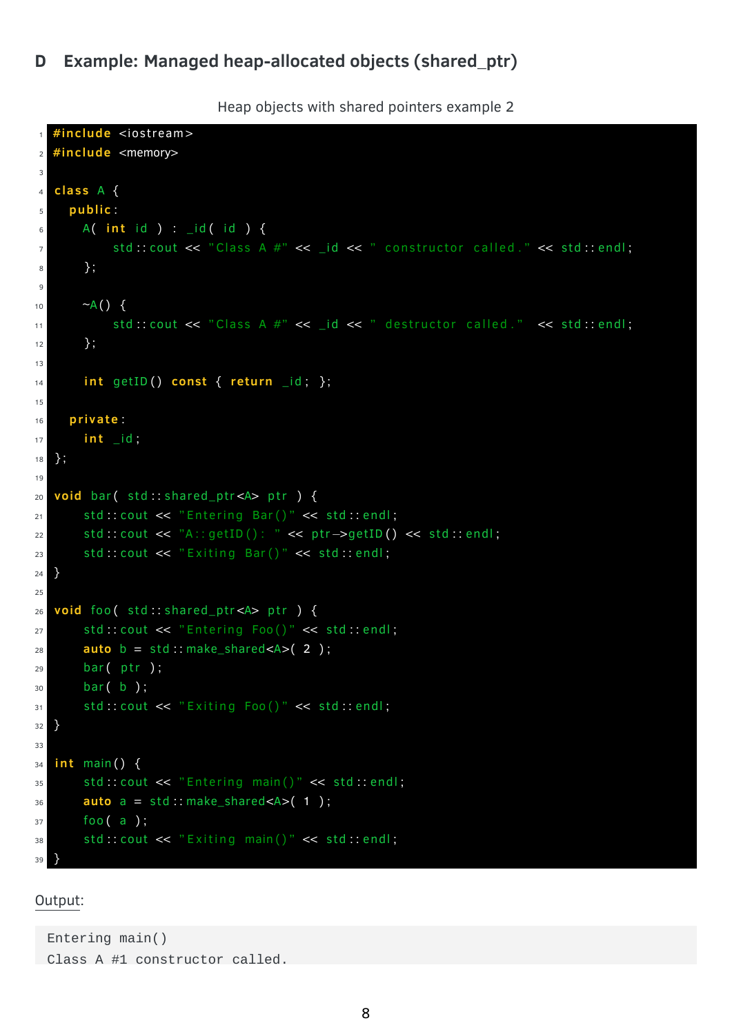## D Example: Managed heap-allocated objects (shared_ptr)

Heap objects with shared pointers example 2

```cpp
#include <iostream>
#include <memory>

class A {
  public:
    A( int id ) : _id( id ) {
        std::cout << "Class A #" << _id << " constructor called." << std::endl;
    };

    ~A() {
        std::cout << "Class A #" << _id << " destructor called."  << std::endl;
    };

    int getID() const { return _id; };

  private:
    int _id;
};

void bar( std::shared_ptr<A> ptr ) {
    std::cout << "Entering Bar()" << std::endl;
    std::cout << "A::getID(): " << ptr->getID() << std::endl;
    std::cout << "Exiting Bar()" << std::endl;
}

void foo( std::shared_ptr<A> ptr ) {
    std::cout << "Entering Foo()" << std::endl;
    auto b = std::make_shared<A>( 2 );
    bar( ptr );
    bar( b );
    std::cout << "Exiting Foo()" << std::endl;
}

int main() {
    std::cout << "Entering main()" << std::endl;
    auto a = std::make_shared<A>( 1 );
    foo( a );
    std::cout << "Exiting main()" << std::endl;
}
```

Output:

```
Entering main()
Class A #1 constructor called.
```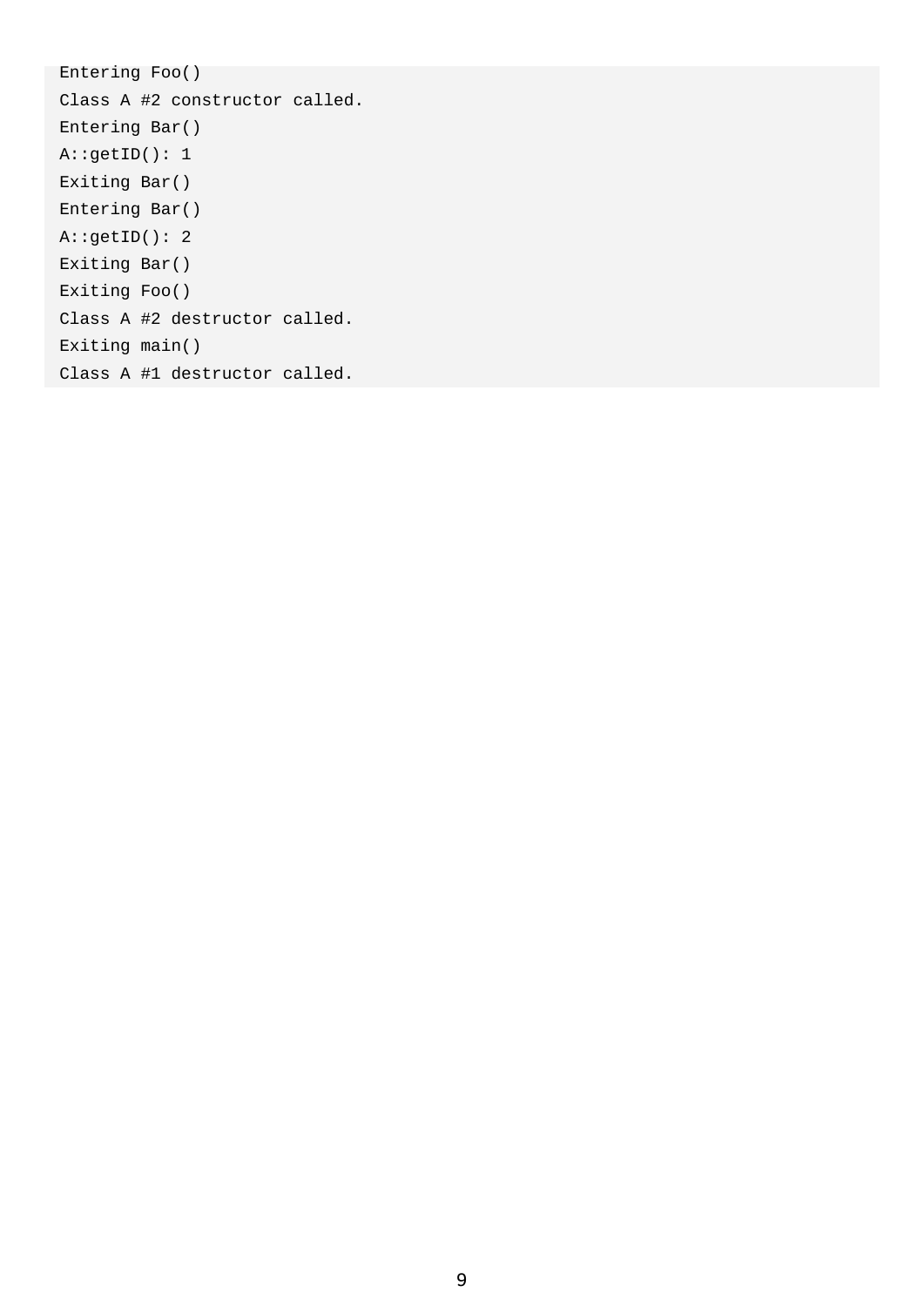```
Entering Foo()
Class A #2 constructor called.
Entering Bar()
A::getID(): 1
Exiting Bar()
Entering Bar()
A::getID(): 2
Exiting Bar()
Exiting Foo()
Class A #2 destructor called.
Exiting main()
Class A #1 destructor called.
```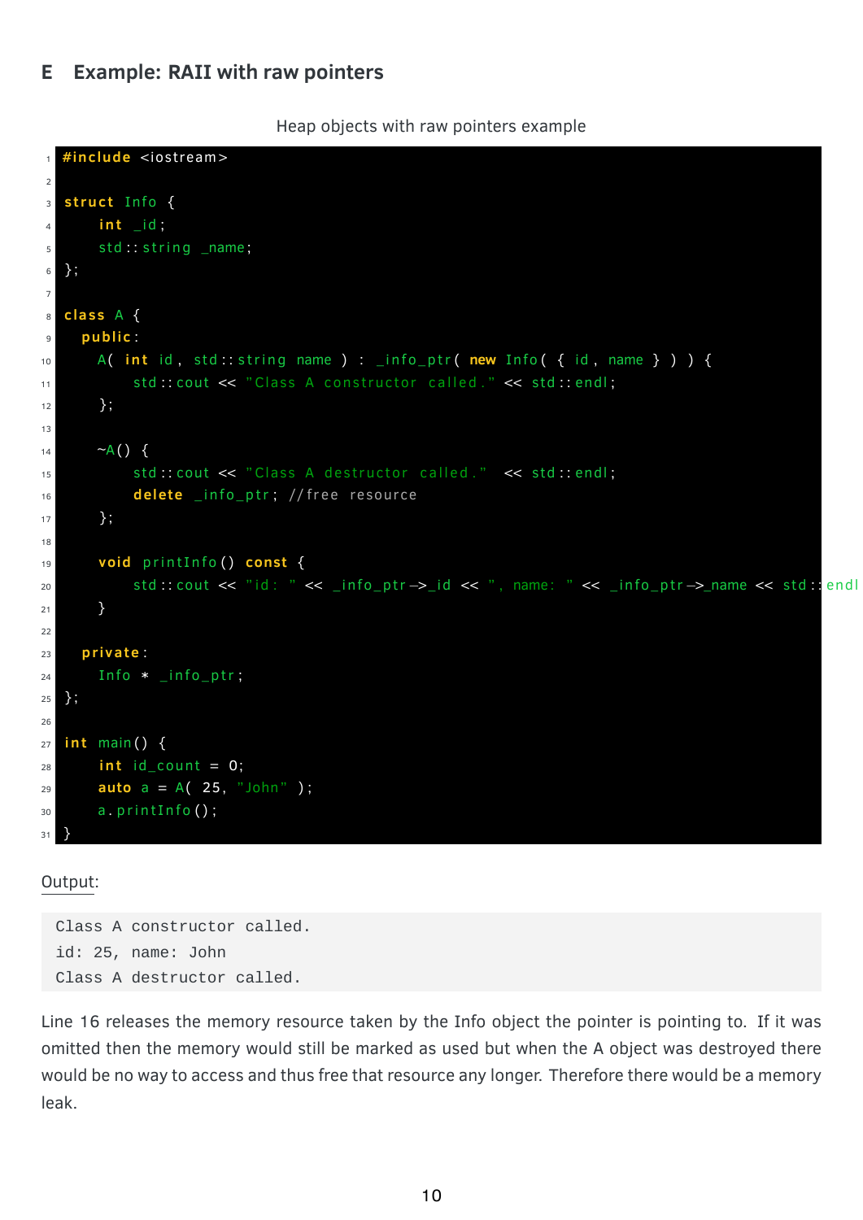## E Example: RAII with raw pointers

Heap objects with raw pointers example

```
#include <iostream>

struct Info {
    int _id;
    std::string _name;
};

class A {
  public:
    A( int id, std::string name ) : _info_ptr( new Info( { id, name } ) ) {
        std::cout << "Class A constructor called." << std::endl;
    };

    ~A() {
        std::cout << "Class A destructor called."  << std::endl;
        delete _info_ptr; //free resource
    };

    void printInfo() const {
        std::cout << "id: " << _info_ptr->_id << ", name: " << _info_ptr->_name << std::endl
    }

  private:
    Info * _info_ptr;
};

int main() {
    int id_count = 0;
    auto a = A( 25, "John" );
    a.printInfo();
}
```

Output:

```
Class A constructor called.
id: 25, name: John
Class A destructor called.
```

Line 16 releases the memory resource taken by the Info object the pointer is pointing to. If it was omitted then the memory would still be marked as used but when the A object was destroyed there would be no way to access and thus free that resource any longer. Therefore there would be a memory leak.